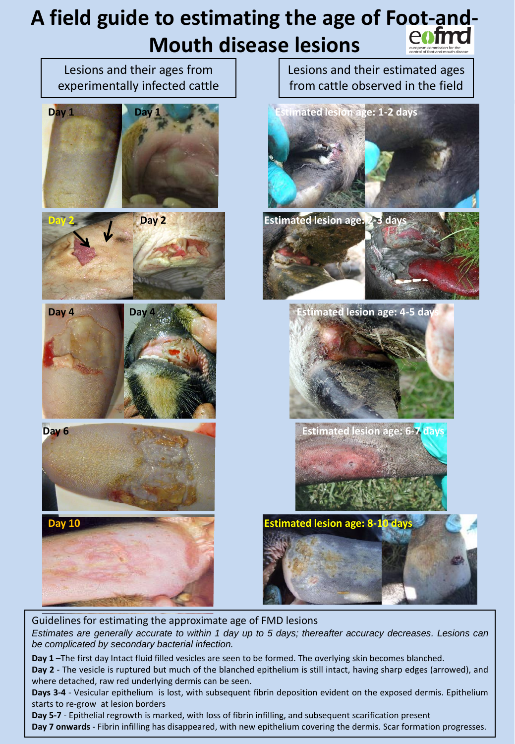# A field guide to estimating the age of Foot-and-Mouth disease lesions

eufmd
european commission for the control of foot-and-mouth disease

| Lesions and their ages from experimentally infected cattle | Lesions and their estimated ages from cattle observed in the field |
|---|---|
| Day 1 / Day 1 | Estimated lesion age: 1-2 days |
| Day 2 / Day 2 | Estimated lesion age: 2-3 days |
| Day 4 / Day 4 | Estimated lesion age: 4-5 days |
| Day 6 | Estimated lesion age: 6-7 days |
| Day 10 | Estimated lesion age: 8-10 days |

## Guidelines for estimating the approximate age of FMD lesions

*Estimates are generally accurate to within 1 day up to 5 days; thereafter accuracy decreases. Lesions can be complicated by secondary bacterial infection.*

**Day 1** –The first day Intact fluid filled vesicles are seen to be formed. The overlying skin becomes blanched.

**Day 2** - The vesicle is ruptured but much of the blanched epithelium is still intact, having sharp edges (arrowed), and where detached, raw red underlying dermis can be seen.

**Days 3-4** - Vesicular epithelium is lost, with subsequent fibrin deposition evident on the exposed dermis. Epithelium starts to re-grow at lesion borders

**Day 5-7** - Epithelial regrowth is marked, with loss of fibrin infilling, and subsequent scarification present

**Day 7 onwards** - Fibrin infilling has disappeared, with new epithelium covering the dermis. Scar formation progresses.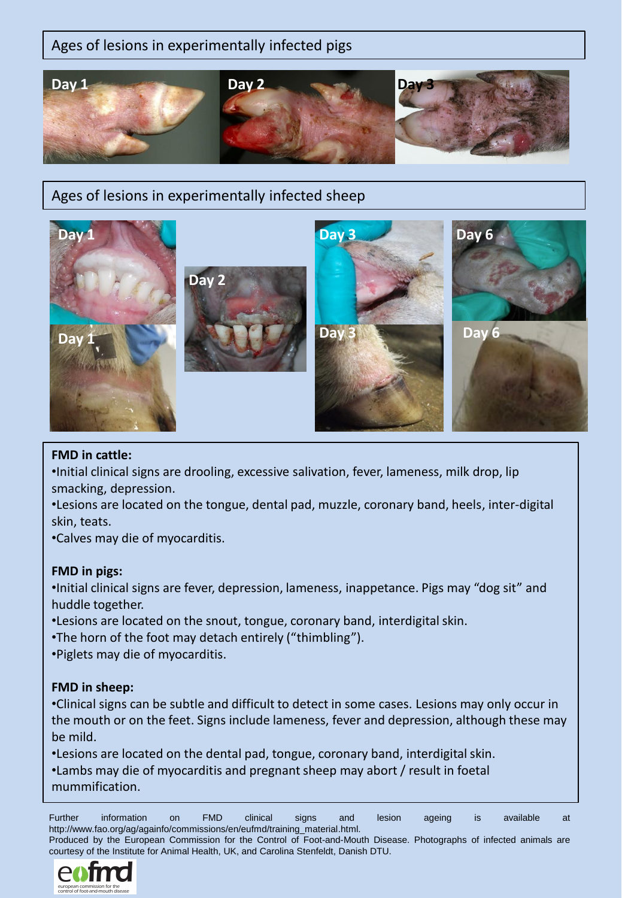## Ages of lesions in experimentally infected pigs

Day 1

Day 2

Day 3

## Ages of lesions in experimentally infected sheep

Day 1

Day 1

Day 2

Day 3

Day 3

Day 6

Day 6

**FMD in cattle:**

- Initial clinical signs are drooling, excessive salivation, fever, lameness, milk drop, lip smacking, depression.
- Lesions are located on the tongue, dental pad, muzzle, coronary band, heels, inter-digital skin, teats.
- Calves may die of myocarditis.

**FMD in pigs:**

- Initial clinical signs are fever, depression, lameness, inappetance. Pigs may "dog sit" and huddle together.
- Lesions are located on the snout, tongue, coronary band, interdigital skin.
- The horn of the foot may detach entirely ("thimbling").
- Piglets may die of myocarditis.

**FMD in sheep:**

- Clinical signs can be subtle and difficult to detect in some cases. Lesions may only occur in the mouth or on the feet. Signs include lameness, fever and depression, although these may be mild.
- Lesions are located on the dental pad, tongue, coronary band, interdigital skin.
- Lambs may die of myocarditis and pregnant sheep may abort / result in foetal mummification.

Further information on FMD clinical signs and lesion ageing is available at http://www.fao.org/ag/againfo/commissions/en/eufmd/training_material.html.

Produced by the European Commission for the Control of Foot-and-Mouth Disease. Photographs of infected animals are courtesy of the Institute for Animal Health, UK, and Carolina Stenfeldt, Danish DTU.

eufmd
european commission for the control of foot-and-mouth disease